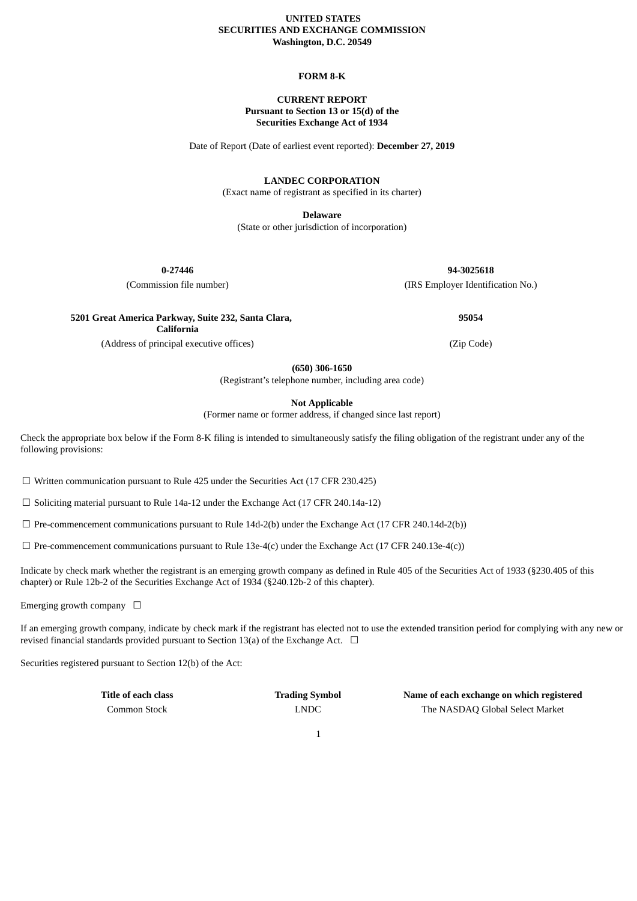**UNITED STATES**
**SECURITIES AND EXCHANGE COMMISSION**
**Washington, D.C. 20549**

# FORM 8-K

**CURRENT REPORT**
**Pursuant to Section 13 or 15(d) of the**
**Securities Exchange Act of 1934**

Date of Report (Date of earliest event reported): **December 27, 2019**

**LANDEC CORPORATION**
(Exact name of registrant as specified in its charter)

**Delaware**
(State or other jurisdiction of incorporation)

| | |
|---|---|
| **0-27446** | **94-3025618** |
| (Commission file number) | (IRS Employer Identification No.) |

| | |
|---|---|
| **5201 Great America Parkway, Suite 232, Santa Clara, California** | **95054** |
| (Address of principal executive offices) | (Zip Code) |

**(650) 306-1650**
(Registrant's telephone number, including area code)

**Not Applicable**
(Former name or former address, if changed since last report)

Check the appropriate box below if the Form 8-K filing is intended to simultaneously satisfy the filing obligation of the registrant under any of the following provisions:

☐ Written communication pursuant to Rule 425 under the Securities Act (17 CFR 230.425)

☐ Soliciting material pursuant to Rule 14a-12 under the Exchange Act (17 CFR 240.14a-12)

☐ Pre-commencement communications pursuant to Rule 14d-2(b) under the Exchange Act (17 CFR 240.14d-2(b))

☐ Pre-commencement communications pursuant to Rule 13e-4(c) under the Exchange Act (17 CFR 240.13e-4(c))

Indicate by check mark whether the registrant is an emerging growth company as defined in Rule 405 of the Securities Act of 1933 (§230.405 of this chapter) or Rule 12b-2 of the Securities Exchange Act of 1934 (§240.12b-2 of this chapter).

Emerging growth company ☐

If an emerging growth company, indicate by check mark if the registrant has elected not to use the extended transition period for complying with any new or revised financial standards provided pursuant to Section 13(a) of the Exchange Act. ☐

Securities registered pursuant to Section 12(b) of the Act:

| Title of each class | Trading Symbol | Name of each exchange on which registered |
|---|---|---|
| Common Stock | LNDC | The NASDAQ Global Select Market |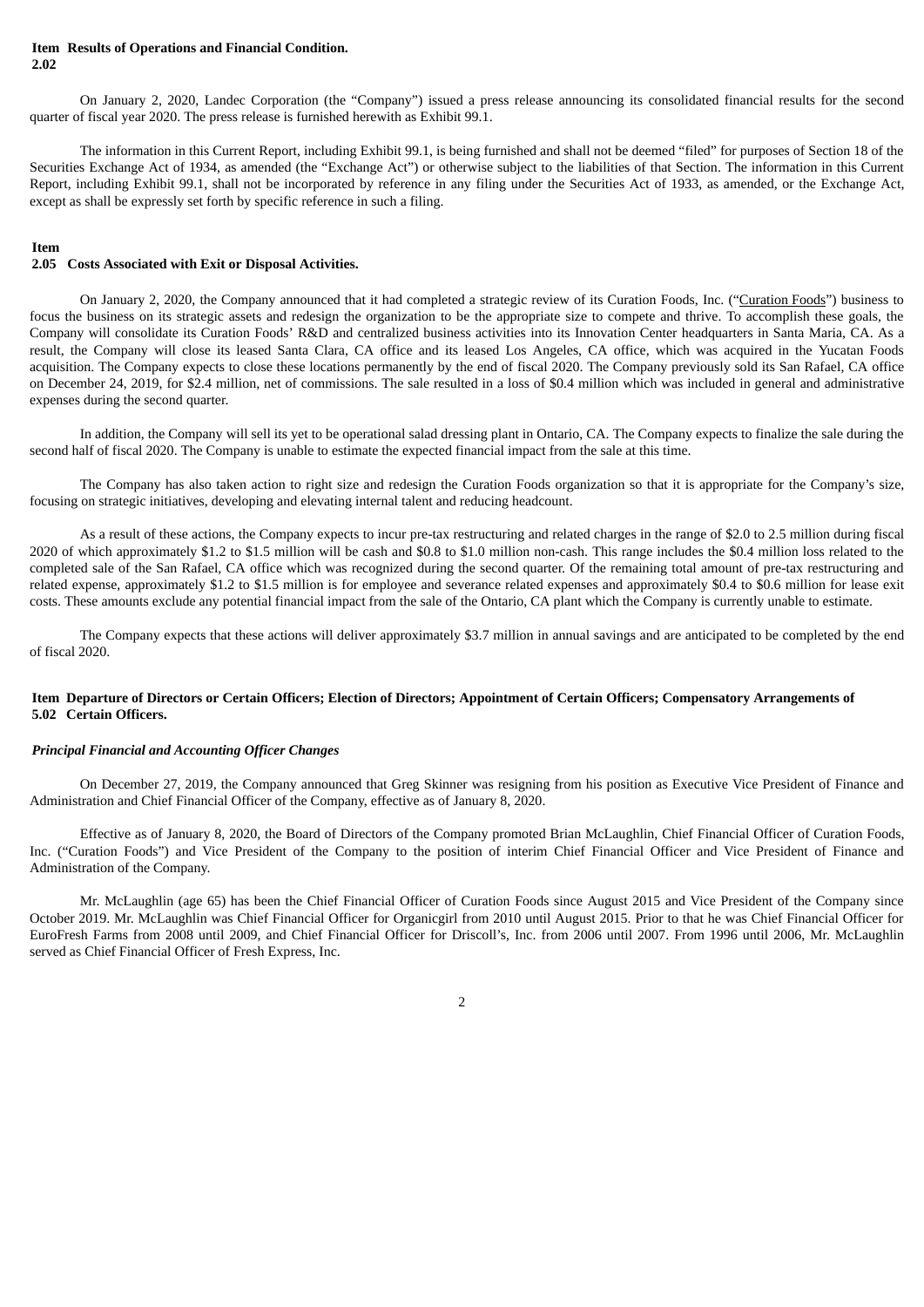## Item 2.02 Results of Operations and Financial Condition.

On January 2, 2020, Landec Corporation (the "Company") issued a press release announcing its consolidated financial results for the second quarter of fiscal year 2020. The press release is furnished herewith as Exhibit 99.1.

The information in this Current Report, including Exhibit 99.1, is being furnished and shall not be deemed "filed" for purposes of Section 18 of the Securities Exchange Act of 1934, as amended (the "Exchange Act") or otherwise subject to the liabilities of that Section. The information in this Current Report, including Exhibit 99.1, shall not be incorporated by reference in any filing under the Securities Act of 1933, as amended, or the Exchange Act, except as shall be expressly set forth by specific reference in such a filing.

## Item 2.05 Costs Associated with Exit or Disposal Activities.

On January 2, 2020, the Company announced that it had completed a strategic review of its Curation Foods, Inc. ("Curation Foods") business to focus the business on its strategic assets and redesign the organization to be the appropriate size to compete and thrive. To accomplish these goals, the Company will consolidate its Curation Foods' R&D and centralized business activities into its Innovation Center headquarters in Santa Maria, CA. As a result, the Company will close its leased Santa Clara, CA office and its leased Los Angeles, CA office, which was acquired in the Yucatan Foods acquisition. The Company expects to close these locations permanently by the end of fiscal 2020. The Company previously sold its San Rafael, CA office on December 24, 2019, for $2.4 million, net of commissions. The sale resulted in a loss of $0.4 million which was included in general and administrative expenses during the second quarter.

In addition, the Company will sell its yet to be operational salad dressing plant in Ontario, CA. The Company expects to finalize the sale during the second half of fiscal 2020. The Company is unable to estimate the expected financial impact from the sale at this time.

The Company has also taken action to right size and redesign the Curation Foods organization so that it is appropriate for the Company's size, focusing on strategic initiatives, developing and elevating internal talent and reducing headcount.

As a result of these actions, the Company expects to incur pre-tax restructuring and related charges in the range of $2.0 to 2.5 million during fiscal 2020 of which approximately $1.2 to $1.5 million will be cash and $0.8 to $1.0 million non-cash. This range includes the $0.4 million loss related to the completed sale of the San Rafael, CA office which was recognized during the second quarter. Of the remaining total amount of pre-tax restructuring and related expense, approximately $1.2 to $1.5 million is for employee and severance related expenses and approximately $0.4 to $0.6 million for lease exit costs. These amounts exclude any potential financial impact from the sale of the Ontario, CA plant which the Company is currently unable to estimate.

The Company expects that these actions will deliver approximately $3.7 million in annual savings and are anticipated to be completed by the end of fiscal 2020.

## Item 5.02 Departure of Directors or Certain Officers; Election of Directors; Appointment of Certain Officers; Compensatory Arrangements of Certain Officers.

*Principal Financial and Accounting Officer Changes*

On December 27, 2019, the Company announced that Greg Skinner was resigning from his position as Executive Vice President of Finance and Administration and Chief Financial Officer of the Company, effective as of January 8, 2020.

Effective as of January 8, 2020, the Board of Directors of the Company promoted Brian McLaughlin, Chief Financial Officer of Curation Foods, Inc. ("Curation Foods") and Vice President of the Company to the position of interim Chief Financial Officer and Vice President of Finance and Administration of the Company.

Mr. McLaughlin (age 65) has been the Chief Financial Officer of Curation Foods since August 2015 and Vice President of the Company since October 2019. Mr. McLaughlin was Chief Financial Officer for Organicgirl from 2010 until August 2015. Prior to that he was Chief Financial Officer for EuroFresh Farms from 2008 until 2009, and Chief Financial Officer for Driscoll's, Inc. from 2006 until 2007. From 1996 until 2006, Mr. McLaughlin served as Chief Financial Officer of Fresh Express, Inc.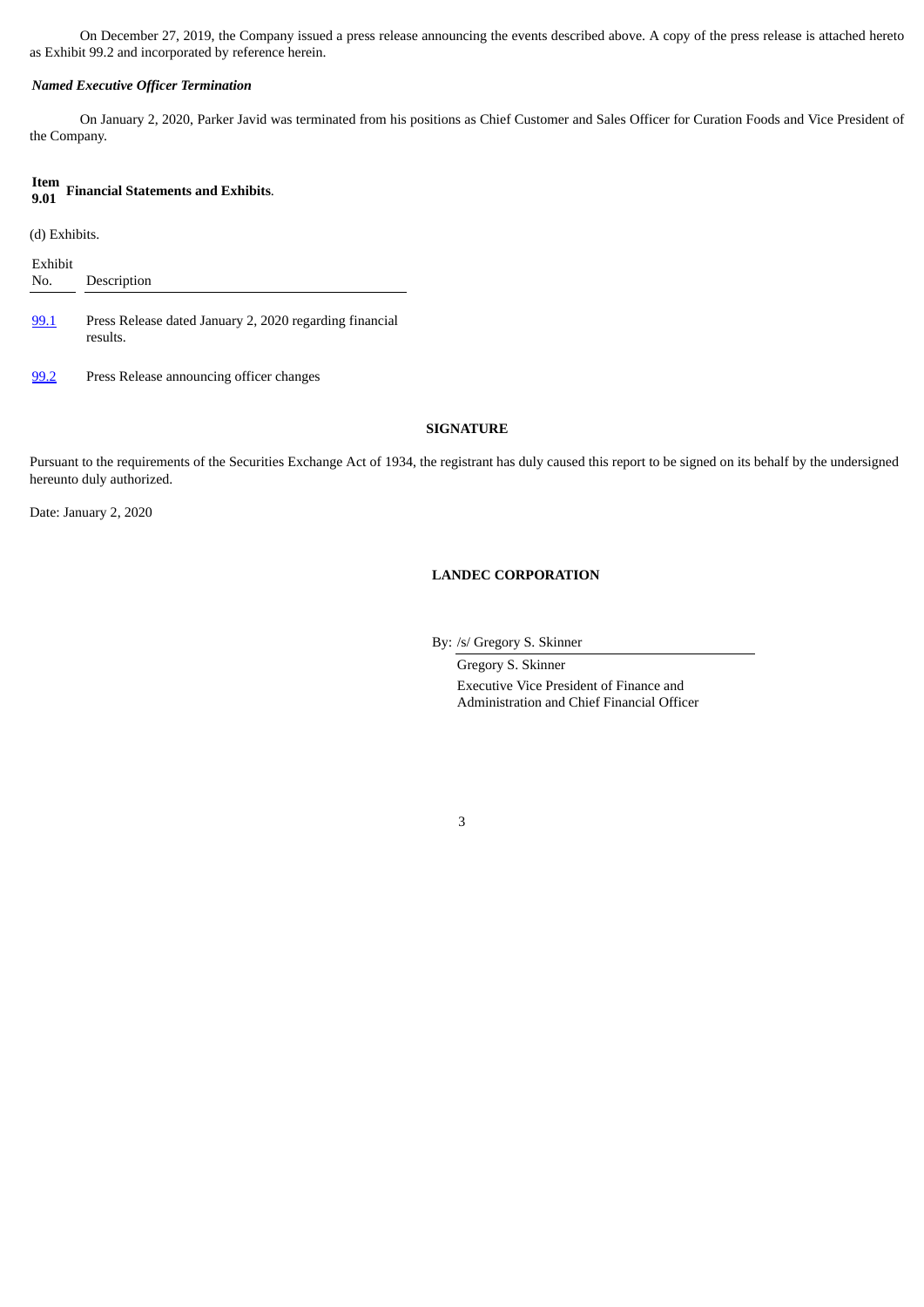On December 27, 2019, the Company issued a press release announcing the events described above. A copy of the press release is attached hereto as Exhibit 99.2 and incorporated by reference herein.

***Named Executive Officer Termination***

On January 2, 2020, Parker Javid was terminated from his positions as Chief Customer and Sales Officer for Curation Foods and Vice President of the Company.

**Item 9.01 Financial Statements and Exhibits**.

(d) Exhibits.

| Exhibit No. | Description |
|---|---|
| 99.1 | Press Release dated January 2, 2020 regarding financial results. |
| 99.2 | Press Release announcing officer changes |

**SIGNATURE**

Pursuant to the requirements of the Securities Exchange Act of 1934, the registrant has duly caused this report to be signed on its behalf by the undersigned hereunto duly authorized.

Date: January 2, 2020

**LANDEC CORPORATION**

By: /s/ Gregory S. Skinner

Gregory S. Skinner
Executive Vice President of Finance and Administration and Chief Financial Officer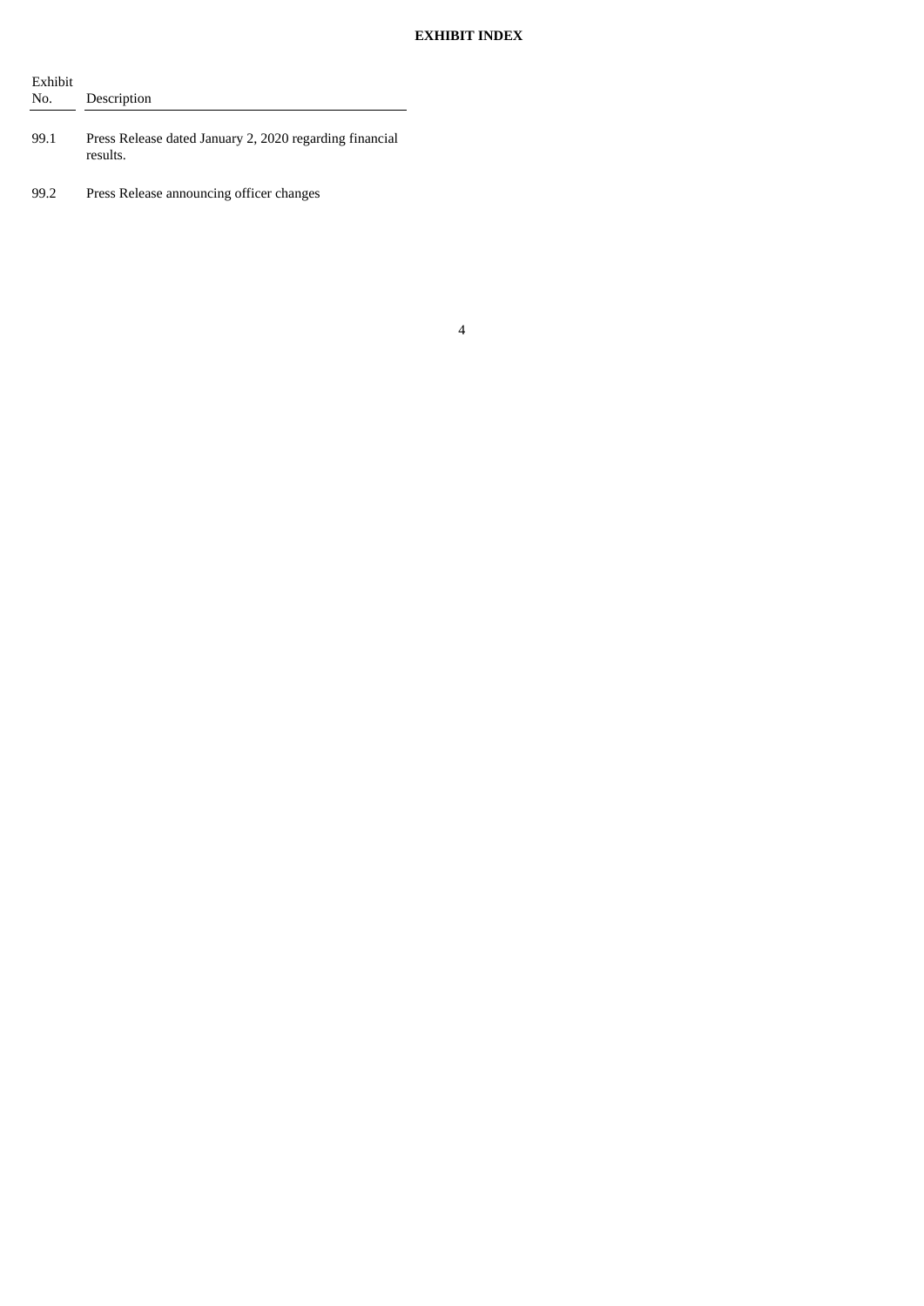**EXHIBIT INDEX**

| Exhibit No. | Description |
| --- | --- |
| 99.1 | Press Release dated January 2, 2020 regarding financial results. |
| 99.2 | Press Release announcing officer changes |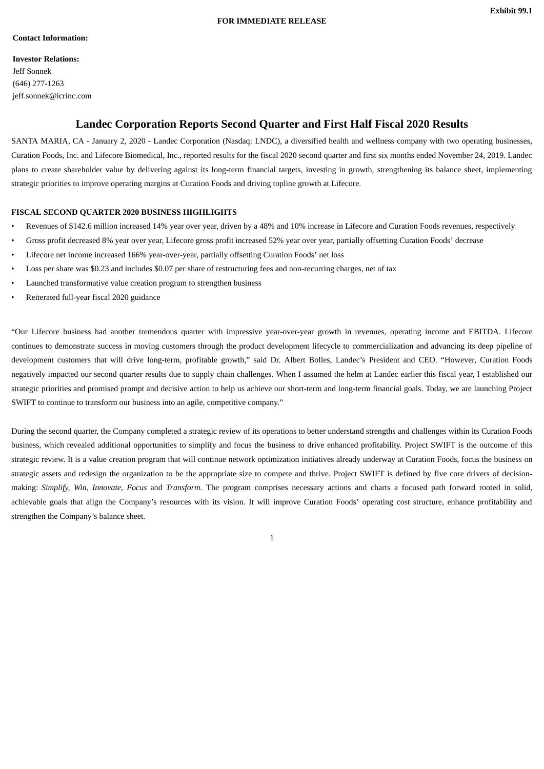**Exhibit 99.1**

**FOR IMMEDIATE RELEASE**

**Contact Information:**

**Investor Relations:**
Jeff Sonnek
(646) 277-1263
jeff.sonnek@icrinc.com

# Landec Corporation Reports Second Quarter and First Half Fiscal 2020 Results

SANTA MARIA, CA - January 2, 2020 - Landec Corporation (Nasdaq: LNDC), a diversified health and wellness company with two operating businesses, Curation Foods, Inc. and Lifecore Biomedical, Inc., reported results for the fiscal 2020 second quarter and first six months ended November 24, 2019. Landec plans to create shareholder value by delivering against its long-term financial targets, investing in growth, strengthening its balance sheet, implementing strategic priorities to improve operating margins at Curation Foods and driving topline growth at Lifecore.

**FISCAL SECOND QUARTER 2020 BUSINESS HIGHLIGHTS**

- Revenues of $142.6 million increased 14% year over year, driven by a 48% and 10% increase in Lifecore and Curation Foods revenues, respectively
- Gross profit decreased 8% year over year, Lifecore gross profit increased 52% year over year, partially offsetting Curation Foods' decrease
- Lifecore net income increased 166% year-over-year, partially offsetting Curation Foods' net loss
- Loss per share was $0.23 and includes $0.07 per share of restructuring fees and non-recurring charges, net of tax
- Launched transformative value creation program to strengthen business
- Reiterated full-year fiscal 2020 guidance

"Our Lifecore business had another tremendous quarter with impressive year-over-year growth in revenues, operating income and EBITDA. Lifecore continues to demonstrate success in moving customers through the product development lifecycle to commercialization and advancing its deep pipeline of development customers that will drive long-term, profitable growth," said Dr. Albert Bolles, Landec's President and CEO. "However, Curation Foods negatively impacted our second quarter results due to supply chain challenges. When I assumed the helm at Landec earlier this fiscal year, I established our strategic priorities and promised prompt and decisive action to help us achieve our short-term and long-term financial goals. Today, we are launching Project SWIFT to continue to transform our business into an agile, competitive company."

During the second quarter, the Company completed a strategic review of its operations to better understand strengths and challenges within its Curation Foods business, which revealed additional opportunities to simplify and focus the business to drive enhanced profitability. Project SWIFT is the outcome of this strategic review. It is a value creation program that will continue network optimization initiatives already underway at Curation Foods, focus the business on strategic assets and redesign the organization to be the appropriate size to compete and thrive. Project SWIFT is defined by five core drivers of decision-making: *Simplify, Win, Innovate, Focus* and *Transform*. The program comprises necessary actions and charts a focused path forward rooted in solid, achievable goals that align the Company's resources with its vision. It will improve Curation Foods' operating cost structure, enhance profitability and strengthen the Company's balance sheet.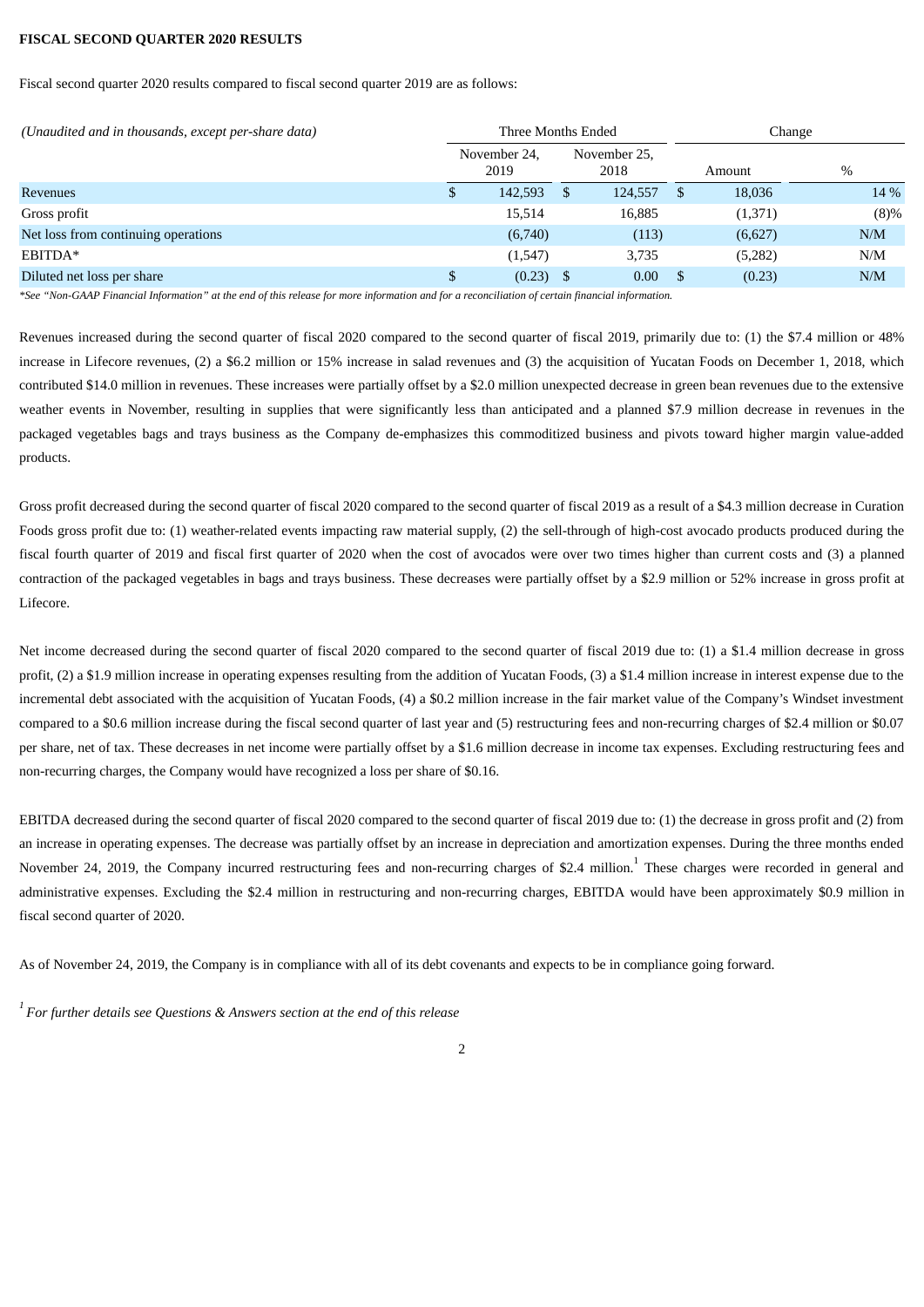**FISCAL SECOND QUARTER 2020 RESULTS**

Fiscal second quarter 2020 results compared to fiscal second quarter 2019 are as follows:

| *(Unaudited and in thousands, except per-share data)* | Three Months Ended | | Change | |
|---|---|---|---|---|
| | November 24, 2019 | November 25, 2018 | Amount | % |
| Revenues | $ 142,593 | $ 124,557 | $ 18,036 | 14 % |
| Gross profit | 15,514 | 16,885 | (1,371) | (8)% |
| Net loss from continuing operations | (6,740) | (113) | (6,627) | N/M |
| EBITDA* | (1,547) | 3,735 | (5,282) | N/M |
| Diluted net loss per share | $ (0.23) | $ 0.00 | $ (0.23) | N/M |

*\*See "Non-GAAP Financial Information" at the end of this release for more information and for a reconciliation of certain financial information.*

Revenues increased during the second quarter of fiscal 2020 compared to the second quarter of fiscal 2019, primarily due to: (1) the $7.4 million or 48% increase in Lifecore revenues, (2) a $6.2 million or 15% increase in salad revenues and (3) the acquisition of Yucatan Foods on December 1, 2018, which contributed $14.0 million in revenues. These increases were partially offset by a $2.0 million unexpected decrease in green bean revenues due to the extensive weather events in November, resulting in supplies that were significantly less than anticipated and a planned $7.9 million decrease in revenues in the packaged vegetables bags and trays business as the Company de-emphasizes this commoditized business and pivots toward higher margin value-added products.

Gross profit decreased during the second quarter of fiscal 2020 compared to the second quarter of fiscal 2019 as a result of a $4.3 million decrease in Curation Foods gross profit due to: (1) weather-related events impacting raw material supply, (2) the sell-through of high-cost avocado products produced during the fiscal fourth quarter of 2019 and fiscal first quarter of 2020 when the cost of avocados were over two times higher than current costs and (3) a planned contraction of the packaged vegetables in bags and trays business. These decreases were partially offset by a $2.9 million or 52% increase in gross profit at Lifecore.

Net income decreased during the second quarter of fiscal 2020 compared to the second quarter of fiscal 2019 due to: (1) a $1.4 million decrease in gross profit, (2) a $1.9 million increase in operating expenses resulting from the addition of Yucatan Foods, (3) a $1.4 million increase in interest expense due to the incremental debt associated with the acquisition of Yucatan Foods, (4) a $0.2 million increase in the fair market value of the Company's Windset investment compared to a $0.6 million increase during the fiscal second quarter of last year and (5) restructuring fees and non-recurring charges of $2.4 million or $0.07 per share, net of tax. These decreases in net income were partially offset by a $1.6 million decrease in income tax expenses. Excluding restructuring fees and non-recurring charges, the Company would have recognized a loss per share of $0.16.

EBITDA decreased during the second quarter of fiscal 2020 compared to the second quarter of fiscal 2019 due to: (1) the decrease in gross profit and (2) from an increase in operating expenses. The decrease was partially offset by an increase in depreciation and amortization expenses. During the three months ended November 24, 2019, the Company incurred restructuring fees and non-recurring charges of $2.4 million.[1] These charges were recorded in general and administrative expenses. Excluding the $2.4 million in restructuring and non-recurring charges, EBITDA would have been approximately $0.9 million in fiscal second quarter of 2020.

As of November 24, 2019, the Company is in compliance with all of its debt covenants and expects to be in compliance going forward.

[1] *For further details see Questions & Answers section at the end of this release*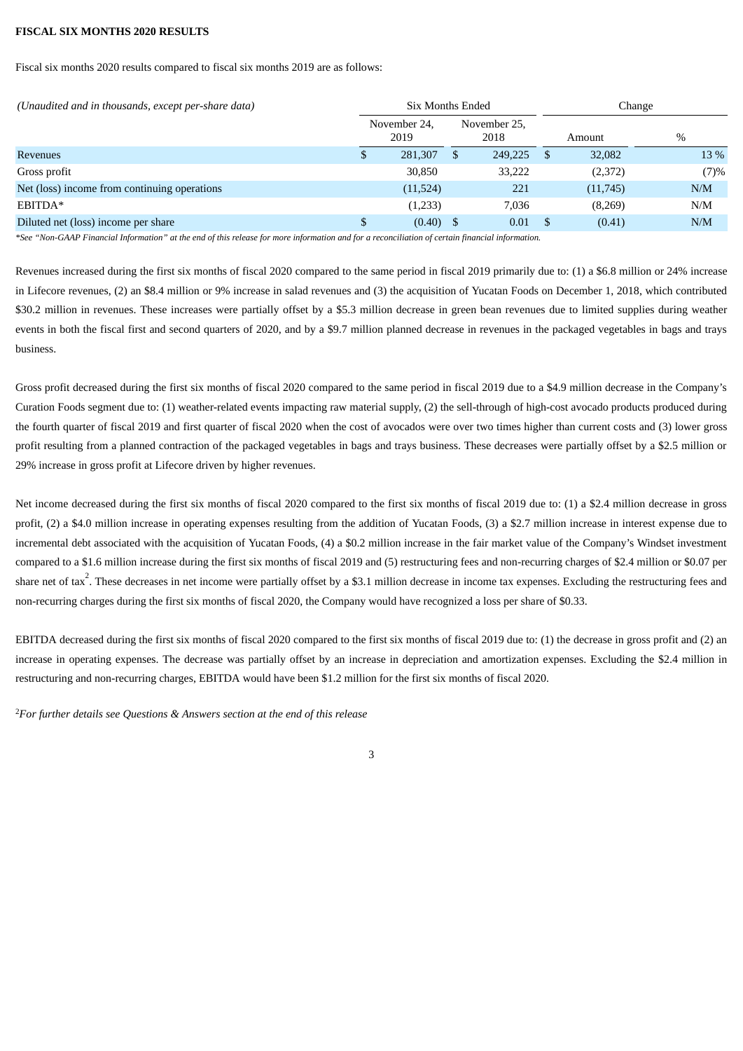**FISCAL SIX MONTHS 2020 RESULTS**

Fiscal six months 2020 results compared to fiscal six months 2019 are as follows:

| *(Unaudited and in thousands, except per-share data)* | Six Months Ended | | Change | |
|---|---|---|---|---|
| | November 24, 2019 | November 25, 2018 | Amount | % |
| Revenues | $ 281,307 | $ 249,225 | $ 32,082 | 13 % |
| Gross profit | 30,850 | 33,222 | (2,372) | (7)% |
| Net (loss) income from continuing operations | (11,524) | 221 | (11,745) | N/M |
| EBITDA* | (1,233) | 7,036 | (8,269) | N/M |
| Diluted net (loss) income per share | $ (0.40) | $ 0.01 | $ (0.41) | N/M |

*\*See "Non-GAAP Financial Information" at the end of this release for more information and for a reconciliation of certain financial information.*

Revenues increased during the first six months of fiscal 2020 compared to the same period in fiscal 2019 primarily due to: (1) a $6.8 million or 24% increase in Lifecore revenues, (2) an $8.4 million or 9% increase in salad revenues and (3) the acquisition of Yucatan Foods on December 1, 2018, which contributed $30.2 million in revenues. These increases were partially offset by a $5.3 million decrease in green bean revenues due to limited supplies during weather events in both the fiscal first and second quarters of 2020, and by a $9.7 million planned decrease in revenues in the packaged vegetables in bags and trays business.

Gross profit decreased during the first six months of fiscal 2020 compared to the same period in fiscal 2019 due to a $4.9 million decrease in the Company's Curation Foods segment due to: (1) weather-related events impacting raw material supply, (2) the sell-through of high-cost avocado products produced during the fourth quarter of fiscal 2019 and first quarter of fiscal 2020 when the cost of avocados were over two times higher than current costs and (3) lower gross profit resulting from a planned contraction of the packaged vegetables in bags and trays business. These decreases were partially offset by a $2.5 million or 29% increase in gross profit at Lifecore driven by higher revenues.

Net income decreased during the first six months of fiscal 2020 compared to the first six months of fiscal 2019 due to: (1) a $2.4 million decrease in gross profit, (2) a $4.0 million increase in operating expenses resulting from the addition of Yucatan Foods, (3) a $2.7 million increase in interest expense due to incremental debt associated with the acquisition of Yucatan Foods, (4) a $0.2 million increase in the fair market value of the Company's Windset investment compared to a $1.6 million increase during the first six months of fiscal 2019 and (5) restructuring fees and non-recurring charges of $2.4 million or $0.07 per share net of tax[2]. These decreases in net income were partially offset by a $3.1 million decrease in income tax expenses. Excluding the restructuring fees and non-recurring charges during the first six months of fiscal 2020, the Company would have recognized a loss per share of $0.33.

EBITDA decreased during the first six months of fiscal 2020 compared to the first six months of fiscal 2019 due to: (1) the decrease in gross profit and (2) an increase in operating expenses. The decrease was partially offset by an increase in depreciation and amortization expenses. Excluding the $2.4 million in restructuring and non-recurring charges, EBITDA would have been $1.2 million for the first six months of fiscal 2020.

[2]*For further details see Questions & Answers section at the end of this release*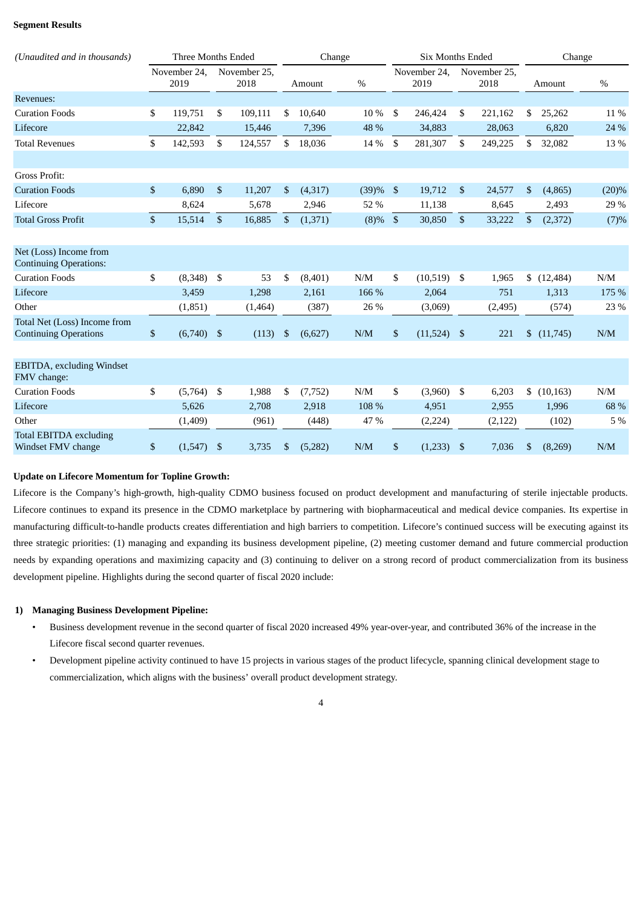**Segment Results**

| *(Unaudited and in thousands)* | Three Months Ended | | Change | | Six Months Ended | | Change | |
|---|---|---|---|---|---|---|---|---|
| | November 24, 2019 | November 25, 2018 | Amount | % | November 24, 2019 | November 25, 2018 | Amount | % |
| Revenues: | | | | | | | | |
| Curation Foods | $ 119,751 | $ 109,111 | $ 10,640 | 10 % | $ 246,424 | $ 221,162 | $ 25,262 | 11 % |
| Lifecore | 22,842 | 15,446 | 7,396 | 48 % | 34,883 | 28,063 | 6,820 | 24 % |
| Total Revenues | $ 142,593 | $ 124,557 | $ 18,036 | 14 % | $ 281,307 | $ 249,225 | $ 32,082 | 13 % |
| | | | | | | | | |
| Gross Profit: | | | | | | | | |
| Curation Foods | $ 6,890 | $ 11,207 | $ (4,317) | (39)% | $ 19,712 | $ 24,577 | $ (4,865) | (20)% |
| Lifecore | 8,624 | 5,678 | 2,946 | 52 % | 11,138 | 8,645 | 2,493 | 29 % |
| Total Gross Profit | $ 15,514 | $ 16,885 | $ (1,371) | (8)% | $ 30,850 | $ 33,222 | $ (2,372) | (7)% |
| | | | | | | | | |
| Net (Loss) Income from Continuing Operations: | | | | | | | | |
| Curation Foods | $ (8,348) | $ 53 | $ (8,401) | N/M | $ (10,519) | $ 1,965 | $ (12,484) | N/M |
| Lifecore | 3,459 | 1,298 | 2,161 | 166 % | 2,064 | 751 | 1,313 | 175 % |
| Other | (1,851) | (1,464) | (387) | 26 % | (3,069) | (2,495) | (574) | 23 % |
| Total Net (Loss) Income from Continuing Operations | $ (6,740) | $ (113) | $ (6,627) | N/M | $ (11,524) | $ 221 | $ (11,745) | N/M |
| | | | | | | | | |
| EBITDA, excluding Windset FMV change: | | | | | | | | |
| Curation Foods | $ (5,764) | $ 1,988 | $ (7,752) | N/M | $ (3,960) | $ 6,203 | $ (10,163) | N/M |
| Lifecore | 5,626 | 2,708 | 2,918 | 108 % | 4,951 | 2,955 | 1,996 | 68 % |
| Other | (1,409) | (961) | (448) | 47 % | (2,224) | (2,122) | (102) | 5 % |
| Total EBITDA excluding Windset FMV change | $ (1,547) | $ 3,735 | $ (5,282) | N/M | $ (1,233) | $ 7,036 | $ (8,269) | N/M |

**Update on Lifecore Momentum for Topline Growth:**

Lifecore is the Company's high-growth, high-quality CDMO business focused on product development and manufacturing of sterile injectable products. Lifecore continues to expand its presence in the CDMO marketplace by partnering with biopharmaceutical and medical device companies. Its expertise in manufacturing difficult-to-handle products creates differentiation and high barriers to competition. Lifecore's continued success will be executing against its three strategic priorities: (1) managing and expanding its business development pipeline, (2) meeting customer demand and future commercial production needs by expanding operations and maximizing capacity and (3) continuing to deliver on a strong record of product commercialization from its business development pipeline. Highlights during the second quarter of fiscal 2020 include:

1) **Managing Business Development Pipeline:**

- Business development revenue in the second quarter of fiscal 2020 increased 49% year-over-year, and contributed 36% of the increase in the Lifecore fiscal second quarter revenues.
- Development pipeline activity continued to have 15 projects in various stages of the product lifecycle, spanning clinical development stage to commercialization, which aligns with the business' overall product development strategy.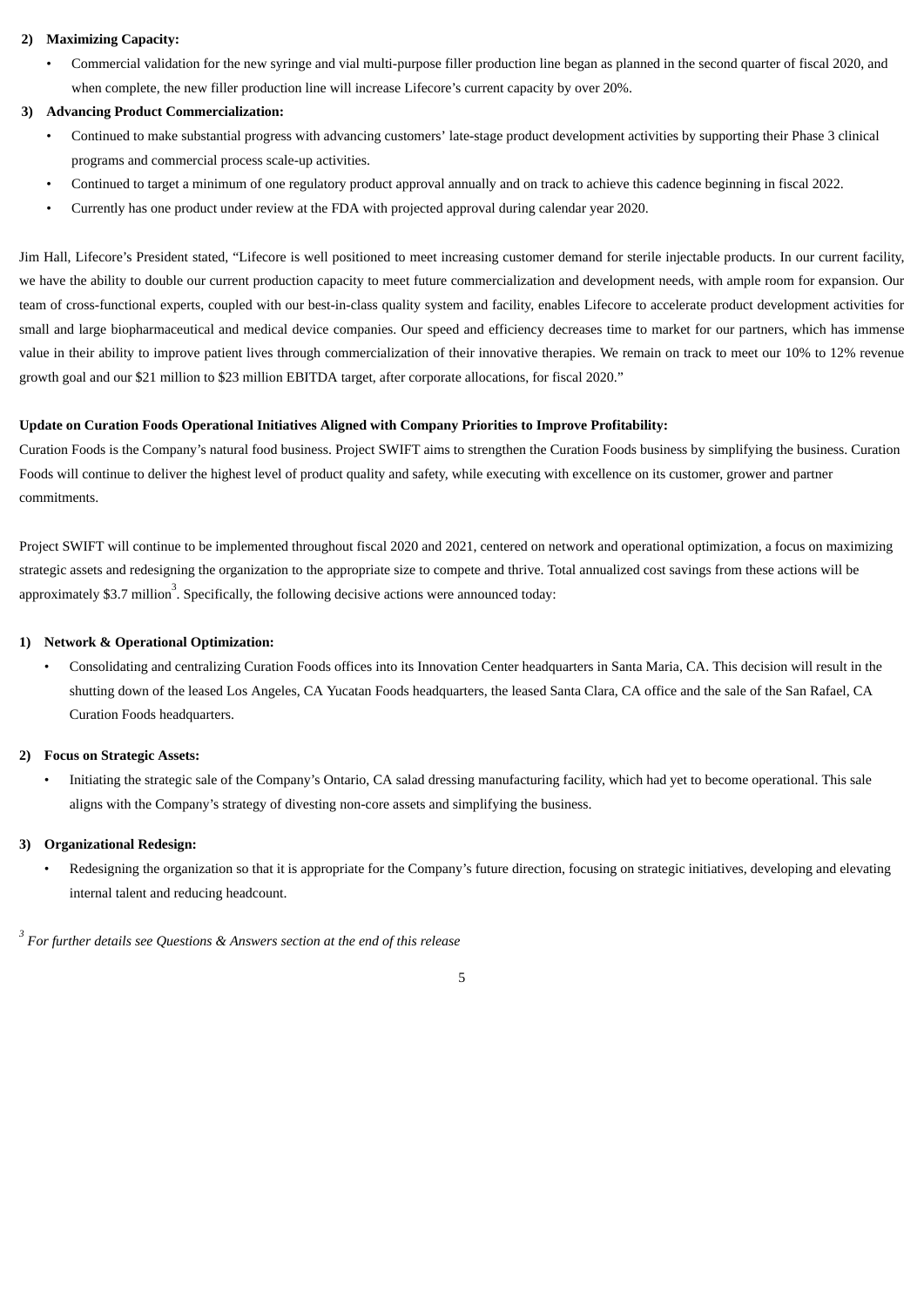**2) Maximizing Capacity:**

- Commercial validation for the new syringe and vial multi-purpose filler production line began as planned in the second quarter of fiscal 2020, and when complete, the new filler production line will increase Lifecore's current capacity by over 20%.

**3) Advancing Product Commercialization:**

- Continued to make substantial progress with advancing customers' late-stage product development activities by supporting their Phase 3 clinical programs and commercial process scale-up activities.
- Continued to target a minimum of one regulatory product approval annually and on track to achieve this cadence beginning in fiscal 2022.
- Currently has one product under review at the FDA with projected approval during calendar year 2020.

Jim Hall, Lifecore's President stated, "Lifecore is well positioned to meet increasing customer demand for sterile injectable products. In our current facility, we have the ability to double our current production capacity to meet future commercialization and development needs, with ample room for expansion. Our team of cross-functional experts, coupled with our best-in-class quality system and facility, enables Lifecore to accelerate product development activities for small and large biopharmaceutical and medical device companies. Our speed and efficiency decreases time to market for our partners, which has immense value in their ability to improve patient lives through commercialization of their innovative therapies. We remain on track to meet our 10% to 12% revenue growth goal and our $21 million to $23 million EBITDA target, after corporate allocations, for fiscal 2020."

**Update on Curation Foods Operational Initiatives Aligned with Company Priorities to Improve Profitability:**

Curation Foods is the Company's natural food business. Project SWIFT aims to strengthen the Curation Foods business by simplifying the business. Curation Foods will continue to deliver the highest level of product quality and safety, while executing with excellence on its customer, grower and partner commitments.

Project SWIFT will continue to be implemented throughout fiscal 2020 and 2021, centered on network and operational optimization, a focus on maximizing strategic assets and redesigning the organization to the appropriate size to compete and thrive. Total annualized cost savings from these actions will be approximately $3.7 million[3]. Specifically, the following decisive actions were announced today:

**1) Network & Operational Optimization:**

- Consolidating and centralizing Curation Foods offices into its Innovation Center headquarters in Santa Maria, CA. This decision will result in the shutting down of the leased Los Angeles, CA Yucatan Foods headquarters, the leased Santa Clara, CA office and the sale of the San Rafael, CA Curation Foods headquarters.

**2) Focus on Strategic Assets:**

- Initiating the strategic sale of the Company's Ontario, CA salad dressing manufacturing facility, which had yet to become operational. This sale aligns with the Company's strategy of divesting non-core assets and simplifying the business.

**3) Organizational Redesign:**

- Redesigning the organization so that it is appropriate for the Company's future direction, focusing on strategic initiatives, developing and elevating internal talent and reducing headcount.

[3] *For further details see Questions & Answers section at the end of this release*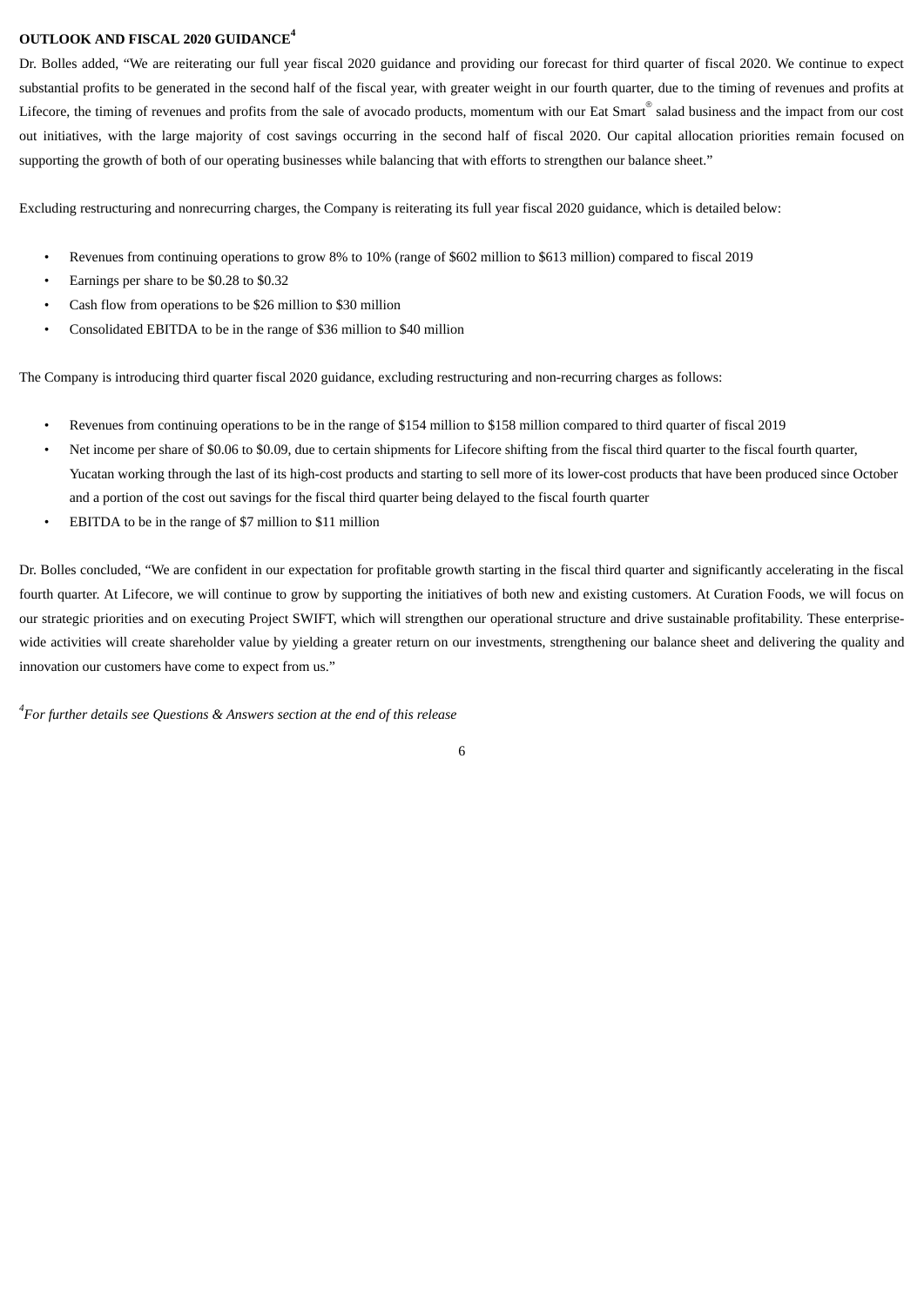## OUTLOOK AND FISCAL 2020 GUIDANCE[4]

Dr. Bolles added, "We are reiterating our full year fiscal 2020 guidance and providing our forecast for third quarter of fiscal 2020. We continue to expect substantial profits to be generated in the second half of the fiscal year, with greater weight in our fourth quarter, due to the timing of revenues and profits at Lifecore, the timing of revenues and profits from the sale of avocado products, momentum with our Eat Smart® salad business and the impact from our cost out initiatives, with the large majority of cost savings occurring in the second half of fiscal 2020. Our capital allocation priorities remain focused on supporting the growth of both of our operating businesses while balancing that with efforts to strengthen our balance sheet."

Excluding restructuring and nonrecurring charges, the Company is reiterating its full year fiscal 2020 guidance, which is detailed below:

- Revenues from continuing operations to grow 8% to 10% (range of $602 million to $613 million) compared to fiscal 2019
- Earnings per share to be $0.28 to $0.32
- Cash flow from operations to be $26 million to $30 million
- Consolidated EBITDA to be in the range of $36 million to $40 million

The Company is introducing third quarter fiscal 2020 guidance, excluding restructuring and non-recurring charges as follows:

- Revenues from continuing operations to be in the range of $154 million to $158 million compared to third quarter of fiscal 2019
- Net income per share of $0.06 to $0.09, due to certain shipments for Lifecore shifting from the fiscal third quarter to the fiscal fourth quarter, Yucatan working through the last of its high-cost products and starting to sell more of its lower-cost products that have been produced since October and a portion of the cost out savings for the fiscal third quarter being delayed to the fiscal fourth quarter
- EBITDA to be in the range of $7 million to $11 million

Dr. Bolles concluded, "We are confident in our expectation for profitable growth starting in the fiscal third quarter and significantly accelerating in the fiscal fourth quarter. At Lifecore, we will continue to grow by supporting the initiatives of both new and existing customers. At Curation Foods, we will focus on our strategic priorities and on executing Project SWIFT, which will strengthen our operational structure and drive sustainable profitability. These enterprise-wide activities will create shareholder value by yielding a greater return on our investments, strengthening our balance sheet and delivering the quality and innovation our customers have come to expect from us."

[4] *For further details see Questions & Answers section at the end of this release*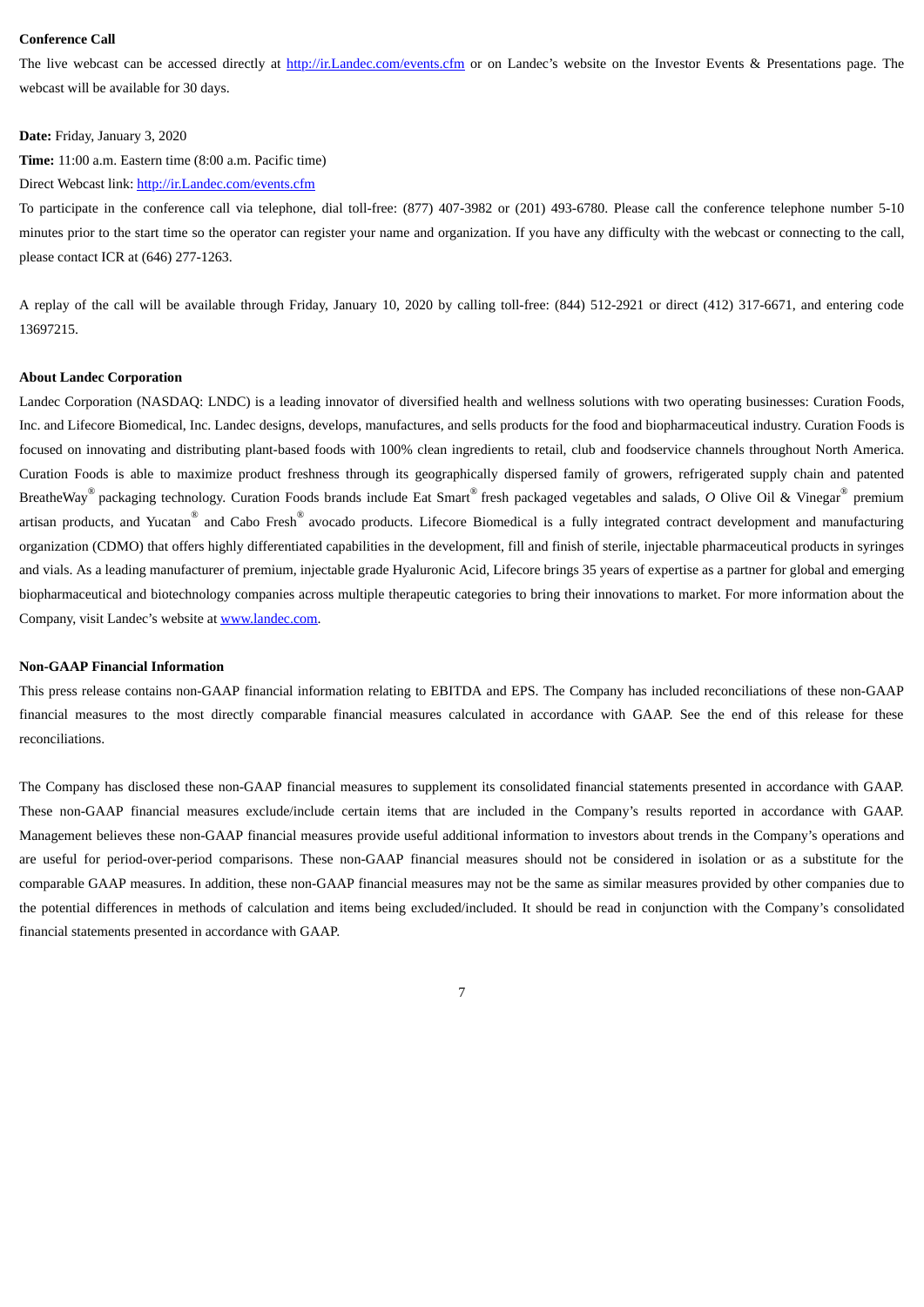**Conference Call**

The live webcast can be accessed directly at http://ir.Landec.com/events.cfm or on Landec's website on the Investor Events & Presentations page. The webcast will be available for 30 days.

**Date:** Friday, January 3, 2020

**Time:** 11:00 a.m. Eastern time (8:00 a.m. Pacific time)

Direct Webcast link: http://ir.Landec.com/events.cfm

To participate in the conference call via telephone, dial toll-free: (877) 407-3982 or (201) 493-6780. Please call the conference telephone number 5-10 minutes prior to the start time so the operator can register your name and organization. If you have any difficulty with the webcast or connecting to the call, please contact ICR at (646) 277-1263.

A replay of the call will be available through Friday, January 10, 2020 by calling toll-free: (844) 512-2921 or direct (412) 317-6671, and entering code 13697215.

**About Landec Corporation**

Landec Corporation (NASDAQ: LNDC) is a leading innovator of diversified health and wellness solutions with two operating businesses: Curation Foods, Inc. and Lifecore Biomedical, Inc. Landec designs, develops, manufactures, and sells products for the food and biopharmaceutical industry. Curation Foods is focused on innovating and distributing plant-based foods with 100% clean ingredients to retail, club and foodservice channels throughout North America. Curation Foods is able to maximize product freshness through its geographically dispersed family of growers, refrigerated supply chain and patented BreatheWay® packaging technology. Curation Foods brands include Eat Smart® fresh packaged vegetables and salads, *O* Olive Oil & Vinegar® premium artisan products, and Yucatan® and Cabo Fresh® avocado products. Lifecore Biomedical is a fully integrated contract development and manufacturing organization (CDMO) that offers highly differentiated capabilities in the development, fill and finish of sterile, injectable pharmaceutical products in syringes and vials. As a leading manufacturer of premium, injectable grade Hyaluronic Acid, Lifecore brings 35 years of expertise as a partner for global and emerging biopharmaceutical and biotechnology companies across multiple therapeutic categories to bring their innovations to market. For more information about the Company, visit Landec's website at www.landec.com.

**Non-GAAP Financial Information**

This press release contains non-GAAP financial information relating to EBITDA and EPS. The Company has included reconciliations of these non-GAAP financial measures to the most directly comparable financial measures calculated in accordance with GAAP. See the end of this release for these reconciliations.

The Company has disclosed these non-GAAP financial measures to supplement its consolidated financial statements presented in accordance with GAAP. These non-GAAP financial measures exclude/include certain items that are included in the Company's results reported in accordance with GAAP. Management believes these non-GAAP financial measures provide useful additional information to investors about trends in the Company's operations and are useful for period-over-period comparisons. These non-GAAP financial measures should not be considered in isolation or as a substitute for the comparable GAAP measures. In addition, these non-GAAP financial measures may not be the same as similar measures provided by other companies due to the potential differences in methods of calculation and items being excluded/included. It should be read in conjunction with the Company's consolidated financial statements presented in accordance with GAAP.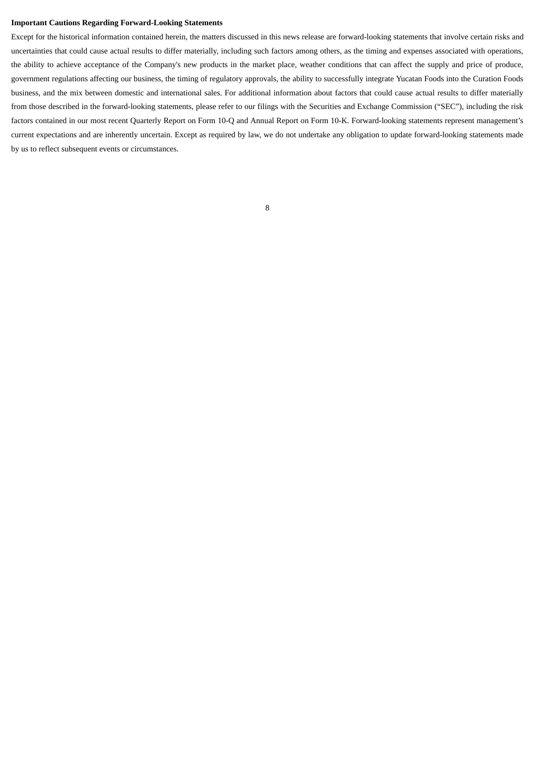**Important Cautions Regarding Forward-Looking Statements**

Except for the historical information contained herein, the matters discussed in this news release are forward-looking statements that involve certain risks and uncertainties that could cause actual results to differ materially, including such factors among others, as the timing and expenses associated with operations, the ability to achieve acceptance of the Company's new products in the market place, weather conditions that can affect the supply and price of produce, government regulations affecting our business, the timing of regulatory approvals, the ability to successfully integrate Yucatan Foods into the Curation Foods business, and the mix between domestic and international sales. For additional information about factors that could cause actual results to differ materially from those described in the forward-looking statements, please refer to our filings with the Securities and Exchange Commission ("SEC"), including the risk factors contained in our most recent Quarterly Report on Form 10-Q and Annual Report on Form 10-K. Forward-looking statements represent management's current expectations and are inherently uncertain. Except as required by law, we do not undertake any obligation to update forward-looking statements made by us to reflect subsequent events or circumstances.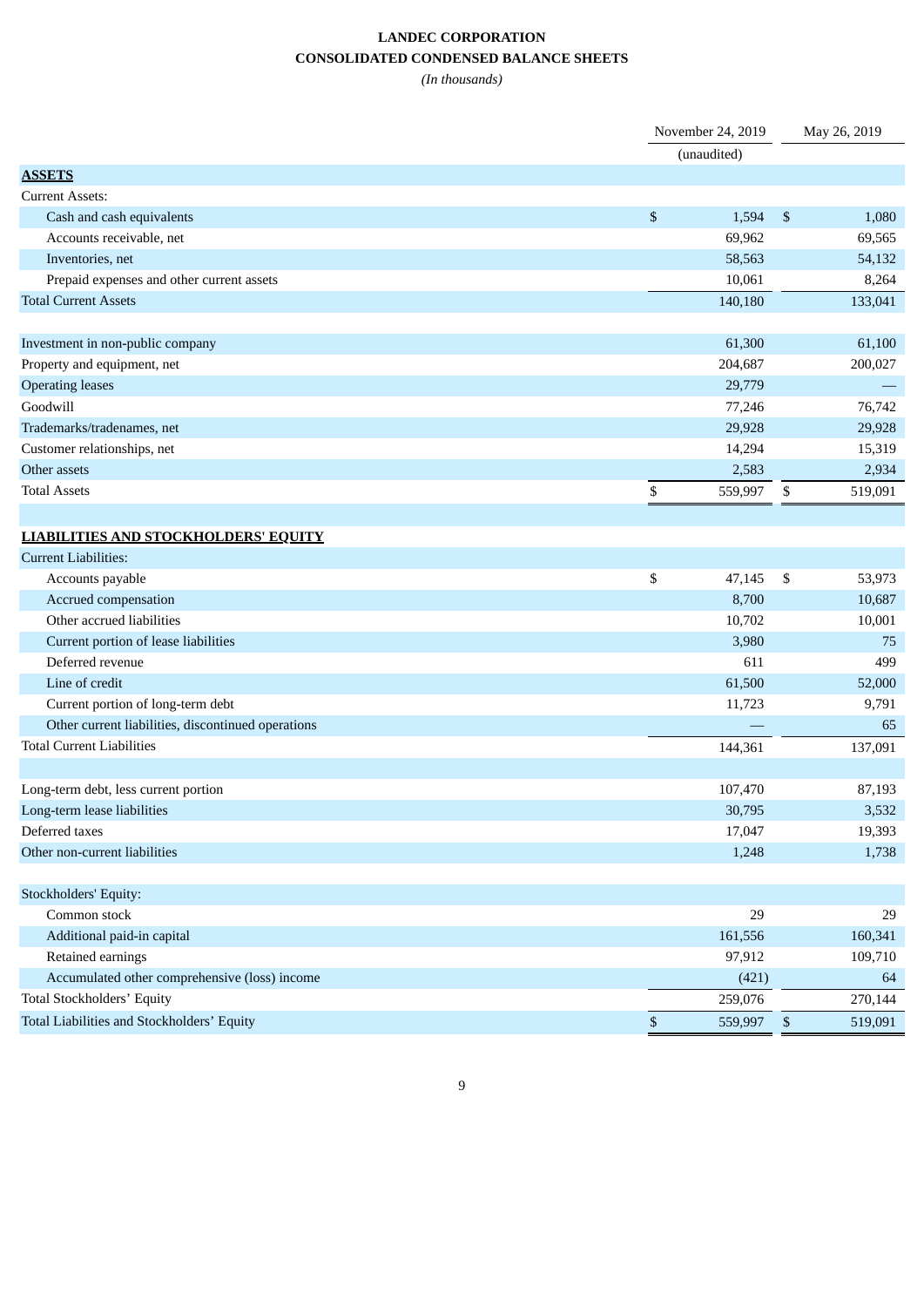# LANDEC CORPORATION
## CONSOLIDATED CONDENSED BALANCE SHEETS
*(In thousands)*

| | November 24, 2019 | May 26, 2019 |
|---|---|---|
| | (unaudited) | |
| **ASSETS** | | |
| Current Assets: | | |
| Cash and cash equivalents | $ 1,594 | $ 1,080 |
| Accounts receivable, net | 69,962 | 69,565 |
| Inventories, net | 58,563 | 54,132 |
| Prepaid expenses and other current assets | 10,061 | 8,264 |
| Total Current Assets | 140,180 | 133,041 |
| | | |
| Investment in non-public company | 61,300 | 61,100 |
| Property and equipment, net | 204,687 | 200,027 |
| Operating leases | 29,779 | — |
| Goodwill | 77,246 | 76,742 |
| Trademarks/tradenames, net | 29,928 | 29,928 |
| Customer relationships, net | 14,294 | 15,319 |
| Other assets | 2,583 | 2,934 |
| Total Assets | $ 559,997 | $ 519,091 |
| | | |
| **LIABILITIES AND STOCKHOLDERS' EQUITY** | | |
| Current Liabilities: | | |
| Accounts payable | $ 47,145 | $ 53,973 |
| Accrued compensation | 8,700 | 10,687 |
| Other accrued liabilities | 10,702 | 10,001 |
| Current portion of lease liabilities | 3,980 | 75 |
| Deferred revenue | 611 | 499 |
| Line of credit | 61,500 | 52,000 |
| Current portion of long-term debt | 11,723 | 9,791 |
| Other current liabilities, discontinued operations | — | 65 |
| Total Current Liabilities | 144,361 | 137,091 |
| | | |
| Long-term debt, less current portion | 107,470 | 87,193 |
| Long-term lease liabilities | 30,795 | 3,532 |
| Deferred taxes | 17,047 | 19,393 |
| Other non-current liabilities | 1,248 | 1,738 |
| | | |
| Stockholders' Equity: | | |
| Common stock | 29 | 29 |
| Additional paid-in capital | 161,556 | 160,341 |
| Retained earnings | 97,912 | 109,710 |
| Accumulated other comprehensive (loss) income | (421) | 64 |
| Total Stockholders' Equity | 259,076 | 270,144 |
| Total Liabilities and Stockholders' Equity | $ 559,997 | $ 519,091 |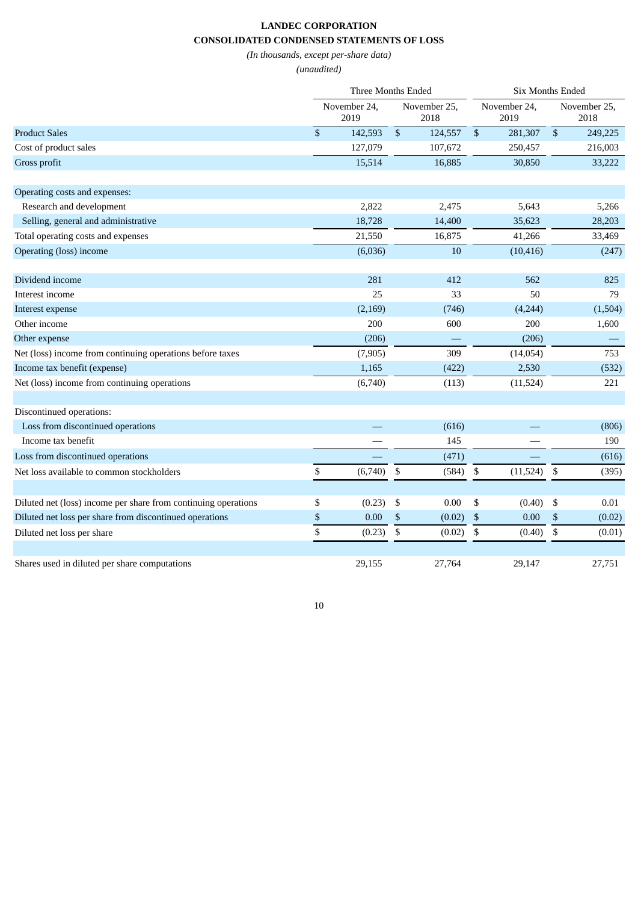**LANDEC CORPORATION**

**CONSOLIDATED CONDENSED STATEMENTS OF LOSS**

*(In thousands, except per-share data)*

*(unaudited)*

| | Three Months Ended | | Six Months Ended | |
|---|---|---|---|---|
| | November 24, 2019 | November 25, 2018 | November 24, 2019 | November 25, 2018 |
| Product Sales | $ 142,593 | $ 124,557 | $ 281,307 | $ 249,225 |
| Cost of product sales | 127,079 | 107,672 | 250,457 | 216,003 |
| Gross profit | 15,514 | 16,885 | 30,850 | 33,222 |
| | | | | |
| Operating costs and expenses: | | | | |
| Research and development | 2,822 | 2,475 | 5,643 | 5,266 |
| Selling, general and administrative | 18,728 | 14,400 | 35,623 | 28,203 |
| Total operating costs and expenses | 21,550 | 16,875 | 41,266 | 33,469 |
| Operating (loss) income | (6,036) | 10 | (10,416) | (247) |
| | | | | |
| Dividend income | 281 | 412 | 562 | 825 |
| Interest income | 25 | 33 | 50 | 79 |
| Interest expense | (2,169) | (746) | (4,244) | (1,504) |
| Other income | 200 | 600 | 200 | 1,600 |
| Other expense | (206) | — | (206) | — |
| Net (loss) income from continuing operations before taxes | (7,905) | 309 | (14,054) | 753 |
| Income tax benefit (expense) | 1,165 | (422) | 2,530 | (532) |
| Net (loss) income from continuing operations | (6,740) | (113) | (11,524) | 221 |
| | | | | |
| Discontinued operations: | | | | |
| Loss from discontinued operations | — | (616) | — | (806) |
| Income tax benefit | — | 145 | — | 190 |
| Loss from discontinued operations | — | (471) | — | (616) |
| Net loss available to common stockholders | $ (6,740) | $ (584) | $ (11,524) | $ (395) |
| | | | | |
| Diluted net (loss) income per share from continuing operations | $ (0.23) | $ 0.00 | $ (0.40) | $ 0.01 |
| Diluted net loss per share from discontinued operations | $ 0.00 | $ (0.02) | $ 0.00 | $ (0.02) |
| Diluted net loss per share | $ (0.23) | $ (0.02) | $ (0.40) | $ (0.01) |
| | | | | |
| Shares used in diluted per share computations | 29,155 | 27,764 | 29,147 | 27,751 |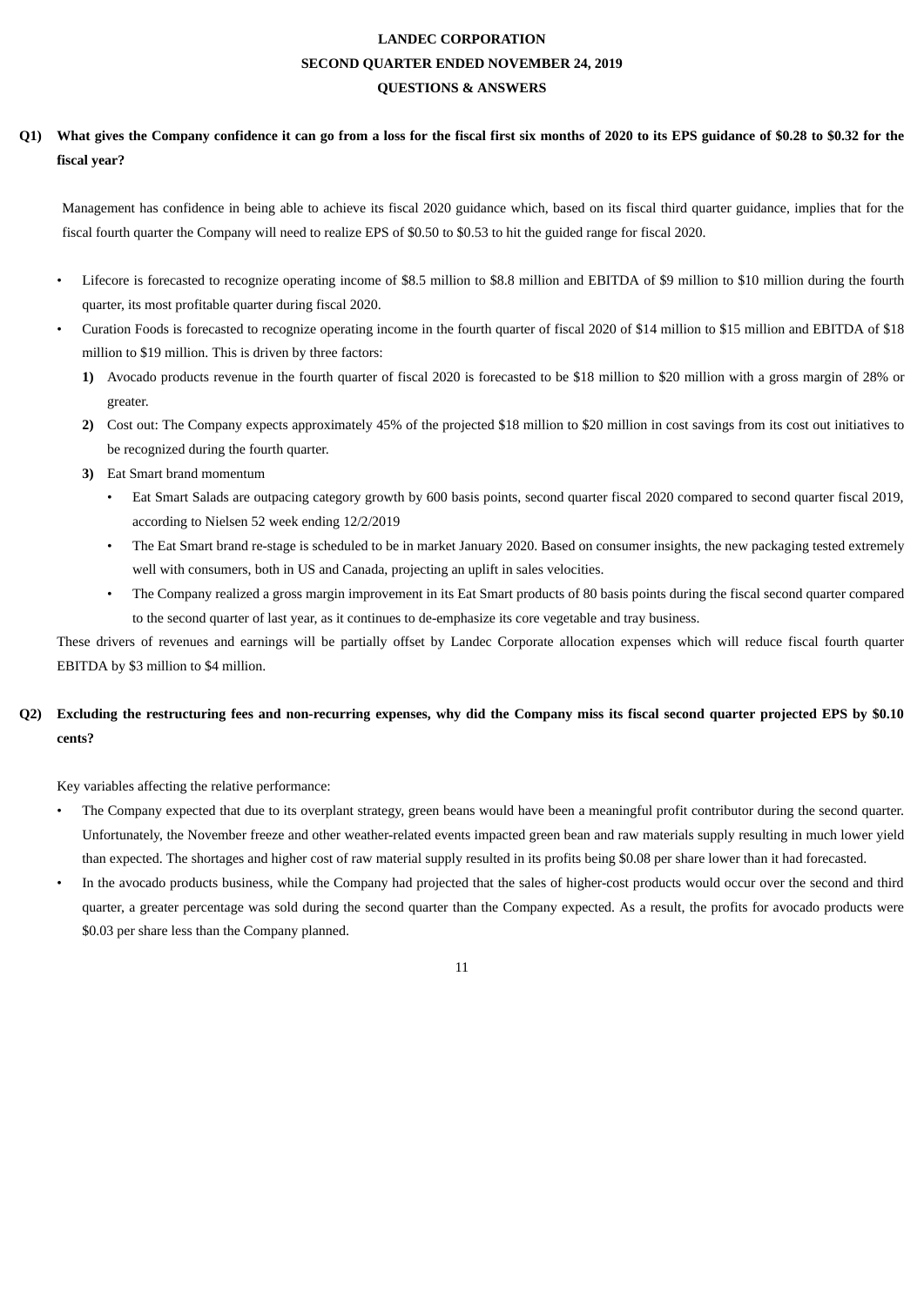**LANDEC CORPORATION**

**SECOND QUARTER ENDED NOVEMBER 24, 2019**

**QUESTIONS & ANSWERS**

**Q1) What gives the Company confidence it can go from a loss for the fiscal first six months of 2020 to its EPS guidance of $0.28 to $0.32 for the fiscal year?**

Management has confidence in being able to achieve its fiscal 2020 guidance which, based on its fiscal third quarter guidance, implies that for the fiscal fourth quarter the Company will need to realize EPS of $0.50 to $0.53 to hit the guided range for fiscal 2020.

- Lifecore is forecasted to recognize operating income of $8.5 million to $8.8 million and EBITDA of $9 million to $10 million during the fourth quarter, its most profitable quarter during fiscal 2020.
- Curation Foods is forecasted to recognize operating income in the fourth quarter of fiscal 2020 of $14 million to $15 million and EBITDA of $18 million to $19 million. This is driven by three factors:
  1) Avocado products revenue in the fourth quarter of fiscal 2020 is forecasted to be $18 million to $20 million with a gross margin of 28% or greater.
  2) Cost out: The Company expects approximately 45% of the projected $18 million to $20 million in cost savings from its cost out initiatives to be recognized during the fourth quarter.
  3) Eat Smart brand momentum
     - Eat Smart Salads are outpacing category growth by 600 basis points, second quarter fiscal 2020 compared to second quarter fiscal 2019, according to Nielsen 52 week ending 12/2/2019
     - The Eat Smart brand re-stage is scheduled to be in market January 2020. Based on consumer insights, the new packaging tested extremely well with consumers, both in US and Canada, projecting an uplift in sales velocities.
     - The Company realized a gross margin improvement in its Eat Smart products of 80 basis points during the fiscal second quarter compared to the second quarter of last year, as it continues to de-emphasize its core vegetable and tray business.

These drivers of revenues and earnings will be partially offset by Landec Corporate allocation expenses which will reduce fiscal fourth quarter EBITDA by $3 million to $4 million.

**Q2) Excluding the restructuring fees and non-recurring expenses, why did the Company miss its fiscal second quarter projected EPS by $0.10 cents?**

Key variables affecting the relative performance:

- The Company expected that due to its overplant strategy, green beans would have been a meaningful profit contributor during the second quarter. Unfortunately, the November freeze and other weather-related events impacted green bean and raw materials supply resulting in much lower yield than expected. The shortages and higher cost of raw material supply resulted in its profits being $0.08 per share lower than it had forecasted.
- In the avocado products business, while the Company had projected that the sales of higher-cost products would occur over the second and third quarter, a greater percentage was sold during the second quarter than the Company expected. As a result, the profits for avocado products were $0.03 per share less than the Company planned.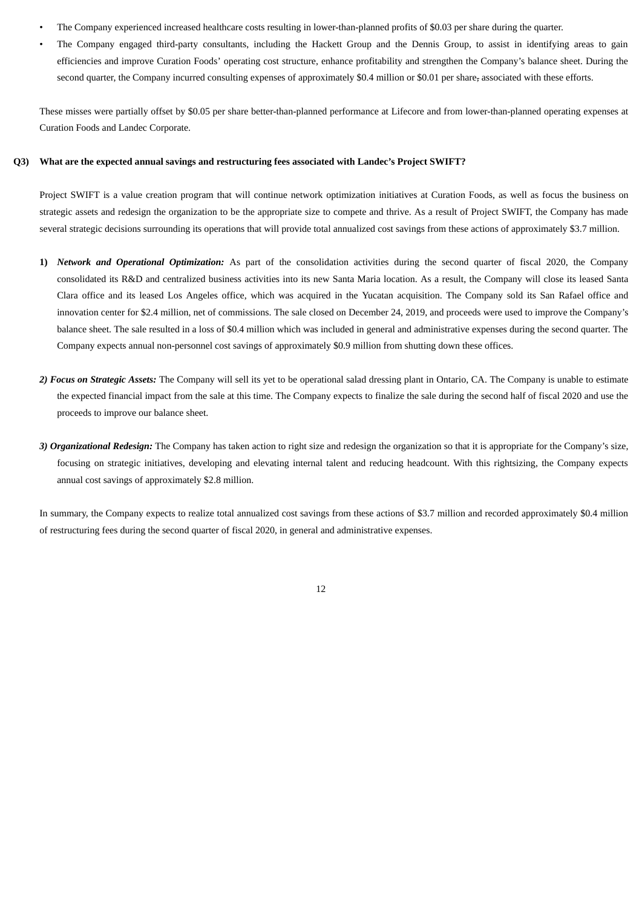- The Company experienced increased healthcare costs resulting in lower-than-planned profits of $0.03 per share during the quarter.
- The Company engaged third-party consultants, including the Hackett Group and the Dennis Group, to assist in identifying areas to gain efficiencies and improve Curation Foods' operating cost structure, enhance profitability and strengthen the Company's balance sheet. During the second quarter, the Company incurred consulting expenses of approximately $0.4 million or $0.01 per share, associated with these efforts.

These misses were partially offset by $0.05 per share better-than-planned performance at Lifecore and from lower-than-planned operating expenses at Curation Foods and Landec Corporate.

**Q3) What are the expected annual savings and restructuring fees associated with Landec's Project SWIFT?**

Project SWIFT is a value creation program that will continue network optimization initiatives at Curation Foods, as well as focus the business on strategic assets and redesign the organization to be the appropriate size to compete and thrive. As a result of Project SWIFT, the Company has made several strategic decisions surrounding its operations that will provide total annualized cost savings from these actions of approximately $3.7 million.

1) ***Network and Operational Optimization:*** As part of the consolidation activities during the second quarter of fiscal 2020, the Company consolidated its R&D and centralized business activities into its new Santa Maria location. As a result, the Company will close its leased Santa Clara office and its leased Los Angeles office, which was acquired in the Yucatan acquisition. The Company sold its San Rafael office and innovation center for $2.4 million, net of commissions. The sale closed on December 24, 2019, and proceeds were used to improve the Company's balance sheet. The sale resulted in a loss of $0.4 million which was included in general and administrative expenses during the second quarter. The Company expects annual non-personnel cost savings of approximately $0.9 million from shutting down these offices.

***2) Focus on Strategic Assets:*** The Company will sell its yet to be operational salad dressing plant in Ontario, CA. The Company is unable to estimate the expected financial impact from the sale at this time. The Company expects to finalize the sale during the second half of fiscal 2020 and use the proceeds to improve our balance sheet.

***3) Organizational Redesign:*** The Company has taken action to right size and redesign the organization so that it is appropriate for the Company's size, focusing on strategic initiatives, developing and elevating internal talent and reducing headcount. With this rightsizing, the Company expects annual cost savings of approximately $2.8 million.

In summary, the Company expects to realize total annualized cost savings from these actions of $3.7 million and recorded approximately $0.4 million of restructuring fees during the second quarter of fiscal 2020, in general and administrative expenses.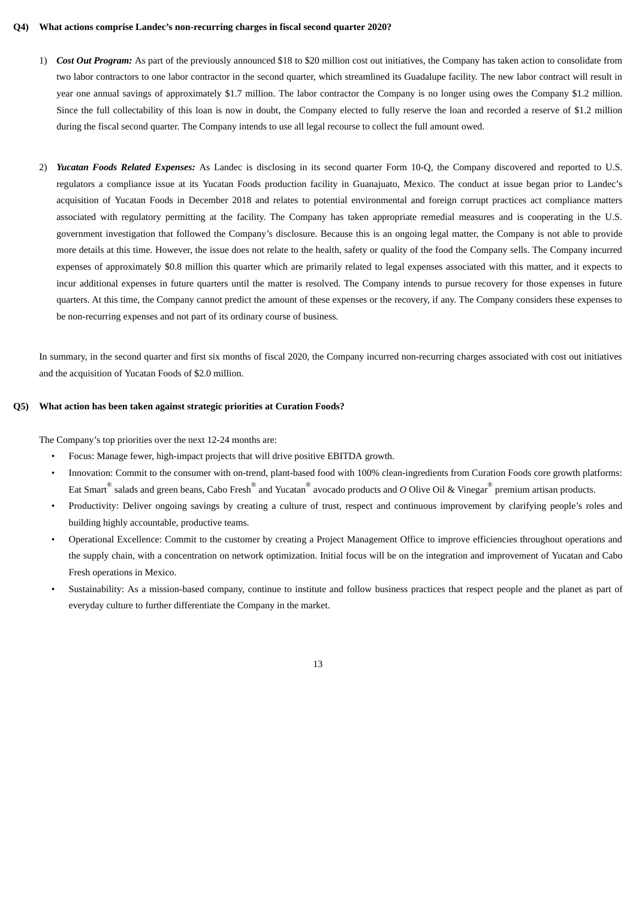**Q4) What actions comprise Landec's non-recurring charges in fiscal second quarter 2020?**

1) ***Cost Out Program:*** As part of the previously announced $18 to $20 million cost out initiatives, the Company has taken action to consolidate from two labor contractors to one labor contractor in the second quarter, which streamlined its Guadalupe facility. The new labor contract will result in year one annual savings of approximately $1.7 million. The labor contractor the Company is no longer using owes the Company $1.2 million. Since the full collectability of this loan is now in doubt, the Company elected to fully reserve the loan and recorded a reserve of $1.2 million during the fiscal second quarter. The Company intends to use all legal recourse to collect the full amount owed.

2) ***Yucatan Foods Related Expenses:*** As Landec is disclosing in its second quarter Form 10-Q, the Company discovered and reported to U.S. regulators a compliance issue at its Yucatan Foods production facility in Guanajuato, Mexico. The conduct at issue began prior to Landec's acquisition of Yucatan Foods in December 2018 and relates to potential environmental and foreign corrupt practices act compliance matters associated with regulatory permitting at the facility. The Company has taken appropriate remedial measures and is cooperating in the U.S. government investigation that followed the Company's disclosure. Because this is an ongoing legal matter, the Company is not able to provide more details at this time. However, the issue does not relate to the health, safety or quality of the food the Company sells. The Company incurred expenses of approximately $0.8 million this quarter which are primarily related to legal expenses associated with this matter, and it expects to incur additional expenses in future quarters until the matter is resolved. The Company intends to pursue recovery for those expenses in future quarters. At this time, the Company cannot predict the amount of these expenses or the recovery, if any. The Company considers these expenses to be non-recurring expenses and not part of its ordinary course of business.

In summary, in the second quarter and first six months of fiscal 2020, the Company incurred non-recurring charges associated with cost out initiatives and the acquisition of Yucatan Foods of $2.0 million.

**Q5) What action has been taken against strategic priorities at Curation Foods?**

The Company's top priorities over the next 12-24 months are:

- Focus: Manage fewer, high-impact projects that will drive positive EBITDA growth.
- Innovation: Commit to the consumer with on-trend, plant-based food with 100% clean-ingredients from Curation Foods core growth platforms: Eat Smart® salads and green beans, Cabo Fresh® and Yucatan® avocado products and *O* Olive Oil & Vinegar® premium artisan products.
- Productivity: Deliver ongoing savings by creating a culture of trust, respect and continuous improvement by clarifying people's roles and building highly accountable, productive teams.
- Operational Excellence: Commit to the customer by creating a Project Management Office to improve efficiencies throughout operations and the supply chain, with a concentration on network optimization. Initial focus will be on the integration and improvement of Yucatan and Cabo Fresh operations in Mexico.
- Sustainability: As a mission-based company, continue to institute and follow business practices that respect people and the planet as part of everyday culture to further differentiate the Company in the market.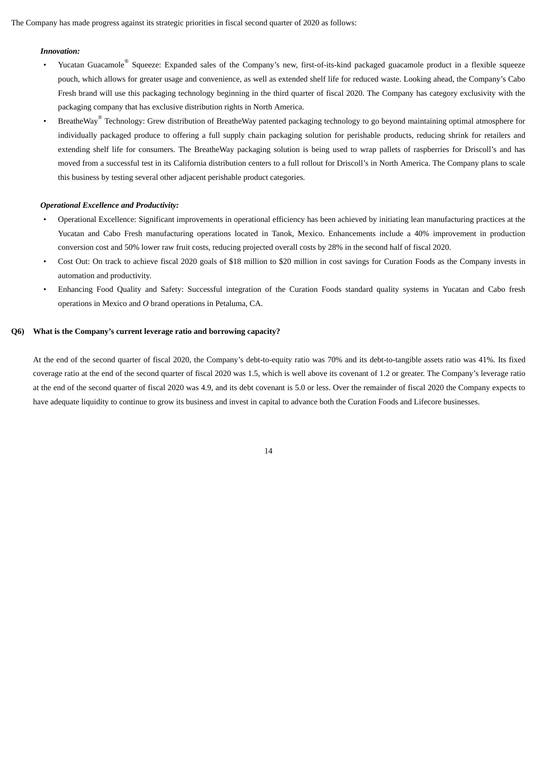The Company has made progress against its strategic priorities in fiscal second quarter of 2020 as follows:

***Innovation:***

- Yucatan Guacamole® Squeeze: Expanded sales of the Company's new, first-of-its-kind packaged guacamole product in a flexible squeeze pouch, which allows for greater usage and convenience, as well as extended shelf life for reduced waste. Looking ahead, the Company's Cabo Fresh brand will use this packaging technology beginning in the third quarter of fiscal 2020. The Company has category exclusivity with the packaging company that has exclusive distribution rights in North America.
- BreatheWay® Technology: Grew distribution of BreatheWay patented packaging technology to go beyond maintaining optimal atmosphere for individually packaged produce to offering a full supply chain packaging solution for perishable products, reducing shrink for retailers and extending shelf life for consumers. The BreatheWay packaging solution is being used to wrap pallets of raspberries for Driscoll's and has moved from a successful test in its California distribution centers to a full rollout for Driscoll's in North America. The Company plans to scale this business by testing several other adjacent perishable product categories.

***Operational Excellence and Productivity:***

- Operational Excellence: Significant improvements in operational efficiency has been achieved by initiating lean manufacturing practices at the Yucatan and Cabo Fresh manufacturing operations located in Tanok, Mexico. Enhancements include a 40% improvement in production conversion cost and 50% lower raw fruit costs, reducing projected overall costs by 28% in the second half of fiscal 2020.
- Cost Out: On track to achieve fiscal 2020 goals of $18 million to $20 million in cost savings for Curation Foods as the Company invests in automation and productivity.
- Enhancing Food Quality and Safety: Successful integration of the Curation Foods standard quality systems in Yucatan and Cabo fresh operations in Mexico and *O* brand operations in Petaluma, CA.

**Q6) What is the Company's current leverage ratio and borrowing capacity?**

At the end of the second quarter of fiscal 2020, the Company's debt-to-equity ratio was 70% and its debt-to-tangible assets ratio was 41%. Its fixed coverage ratio at the end of the second quarter of fiscal 2020 was 1.5, which is well above its covenant of 1.2 or greater. The Company's leverage ratio at the end of the second quarter of fiscal 2020 was 4.9, and its debt covenant is 5.0 or less. Over the remainder of fiscal 2020 the Company expects to have adequate liquidity to continue to grow its business and invest in capital to advance both the Curation Foods and Lifecore businesses.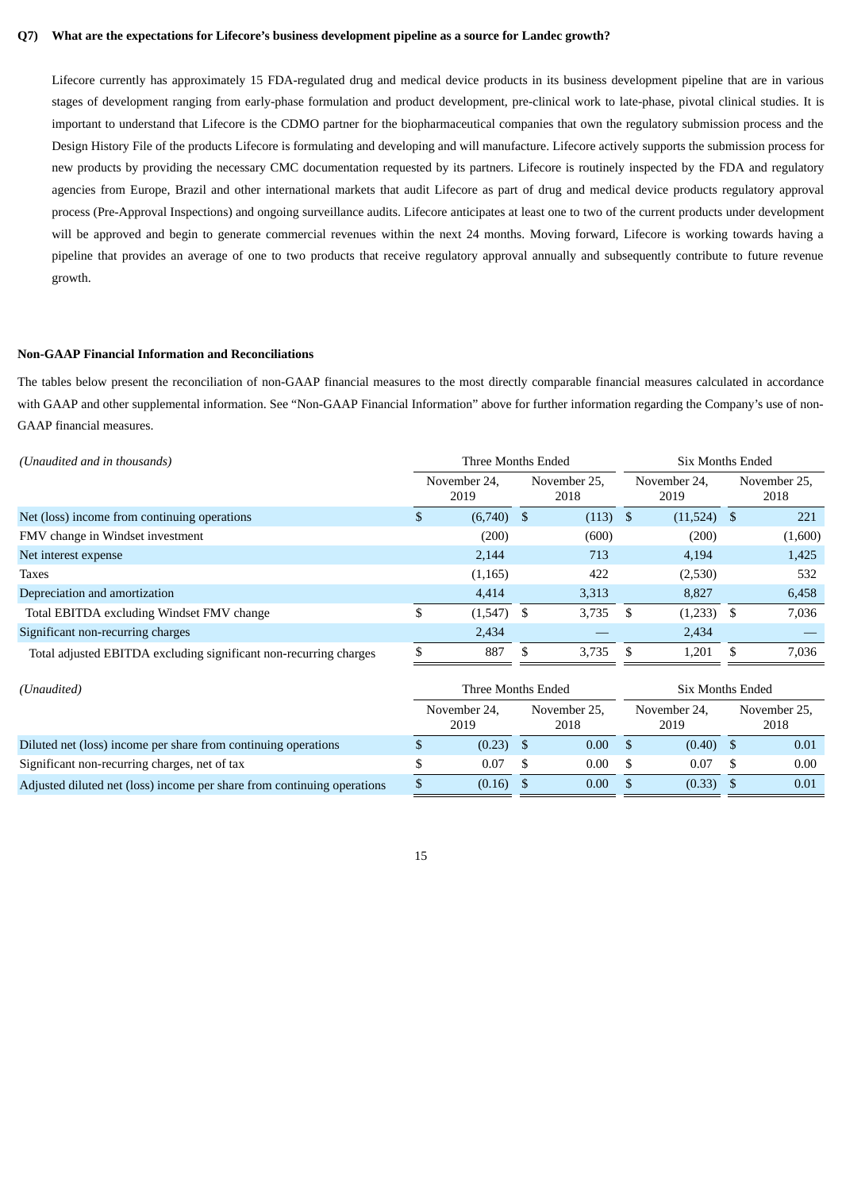**Q7) What are the expectations for Lifecore's business development pipeline as a source for Landec growth?**

Lifecore currently has approximately 15 FDA-regulated drug and medical device products in its business development pipeline that are in various stages of development ranging from early-phase formulation and product development, pre-clinical work to late-phase, pivotal clinical studies. It is important to understand that Lifecore is the CDMO partner for the biopharmaceutical companies that own the regulatory submission process and the Design History File of the products Lifecore is formulating and developing and will manufacture. Lifecore actively supports the submission process for new products by providing the necessary CMC documentation requested by its partners. Lifecore is routinely inspected by the FDA and regulatory agencies from Europe, Brazil and other international markets that audit Lifecore as part of drug and medical device products regulatory approval process (Pre-Approval Inspections) and ongoing surveillance audits. Lifecore anticipates at least one to two of the current products under development will be approved and begin to generate commercial revenues within the next 24 months. Moving forward, Lifecore is working towards having a pipeline that provides an average of one to two products that receive regulatory approval annually and subsequently contribute to future revenue growth.

**Non-GAAP Financial Information and Reconciliations**

The tables below present the reconciliation of non-GAAP financial measures to the most directly comparable financial measures calculated in accordance with GAAP and other supplemental information. See "Non-GAAP Financial Information" above for further information regarding the Company's use of non-GAAP financial measures.

| *(Unaudited and in thousands)* | Three Months Ended | | Six Months Ended | |
|---|---|---|---|---|
| | November 24, 2019 | November 25, 2018 | November 24, 2019 | November 25, 2018 |
| Net (loss) income from continuing operations | $ (6,740) | $ (113) | $ (11,524) | $ 221 |
| FMV change in Windset investment | (200) | (600) | (200) | (1,600) |
| Net interest expense | 2,144 | 713 | 4,194 | 1,425 |
| Taxes | (1,165) | 422 | (2,530) | 532 |
| Depreciation and amortization | 4,414 | 3,313 | 8,827 | 6,458 |
| Total EBITDA excluding Windset FMV change | $ (1,547) | $ 3,735 | $ (1,233) | $ 7,036 |
| Significant non-recurring charges | 2,434 | — | 2,434 | — |
| Total adjusted EBITDA excluding significant non-recurring charges | $ 887 | $ 3,735 | $ 1,201 | $ 7,036 |

| *(Unaudited)* | Three Months Ended | | Six Months Ended | |
|---|---|---|---|---|
| | November 24, 2019 | November 25, 2018 | November 24, 2019 | November 25, 2018 |
| Diluted net (loss) income per share from continuing operations | $ (0.23) | $ 0.00 | $ (0.40) | $ 0.01 |
| Significant non-recurring charges, net of tax | $ 0.07 | $ 0.00 | $ 0.07 | $ 0.00 |
| Adjusted diluted net (loss) income per share from continuing operations | $ (0.16) | $ 0.00 | $ (0.33) | $ 0.01 |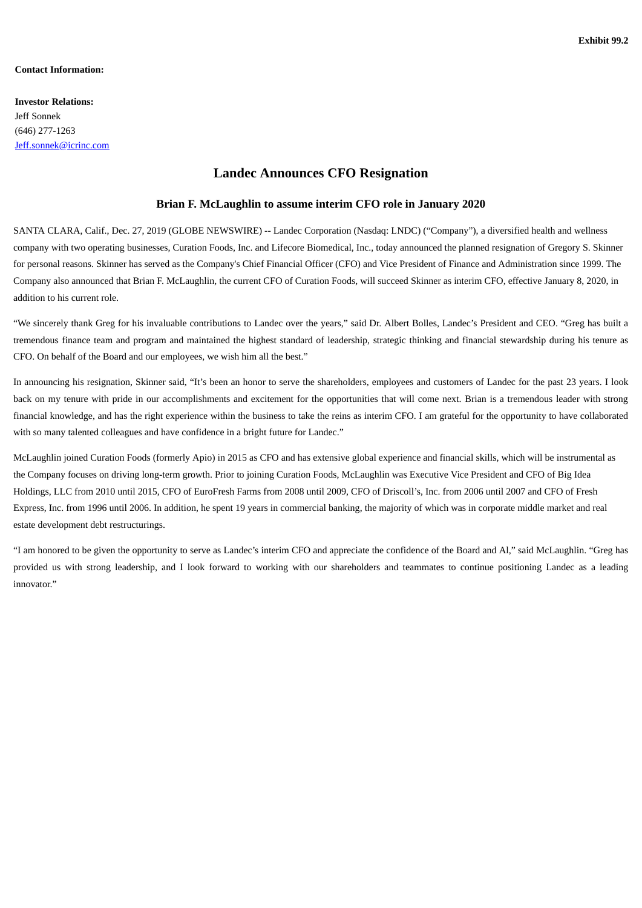**Exhibit 99.2**

**Contact Information:**

**Investor Relations:**
Jeff Sonnek
(646) 277-1263
Jeff.sonnek@icrinc.com

# Landec Announces CFO Resignation

## Brian F. McLaughlin to assume interim CFO role in January 2020

SANTA CLARA, Calif., Dec. 27, 2019 (GLOBE NEWSWIRE) -- Landec Corporation (Nasdaq: LNDC) ("Company"), a diversified health and wellness company with two operating businesses, Curation Foods, Inc. and Lifecore Biomedical, Inc., today announced the planned resignation of Gregory S. Skinner for personal reasons. Skinner has served as the Company's Chief Financial Officer (CFO) and Vice President of Finance and Administration since 1999. The Company also announced that Brian F. McLaughlin, the current CFO of Curation Foods, will succeed Skinner as interim CFO, effective January 8, 2020, in addition to his current role.

"We sincerely thank Greg for his invaluable contributions to Landec over the years," said Dr. Albert Bolles, Landec's President and CEO. "Greg has built a tremendous finance team and program and maintained the highest standard of leadership, strategic thinking and financial stewardship during his tenure as CFO. On behalf of the Board and our employees, we wish him all the best."

In announcing his resignation, Skinner said, "It's been an honor to serve the shareholders, employees and customers of Landec for the past 23 years. I look back on my tenure with pride in our accomplishments and excitement for the opportunities that will come next. Brian is a tremendous leader with strong financial knowledge, and has the right experience within the business to take the reins as interim CFO. I am grateful for the opportunity to have collaborated with so many talented colleagues and have confidence in a bright future for Landec."

McLaughlin joined Curation Foods (formerly Apio) in 2015 as CFO and has extensive global experience and financial skills, which will be instrumental as the Company focuses on driving long-term growth. Prior to joining Curation Foods, McLaughlin was Executive Vice President and CFO of Big Idea Holdings, LLC from 2010 until 2015, CFO of EuroFresh Farms from 2008 until 2009, CFO of Driscoll's, Inc. from 2006 until 2007 and CFO of Fresh Express, Inc. from 1996 until 2006. In addition, he spent 19 years in commercial banking, the majority of which was in corporate middle market and real estate development debt restructurings.

"I am honored to be given the opportunity to serve as Landec's interim CFO and appreciate the confidence of the Board and Al," said McLaughlin. "Greg has provided us with strong leadership, and I look forward to working with our shareholders and teammates to continue positioning Landec as a leading innovator."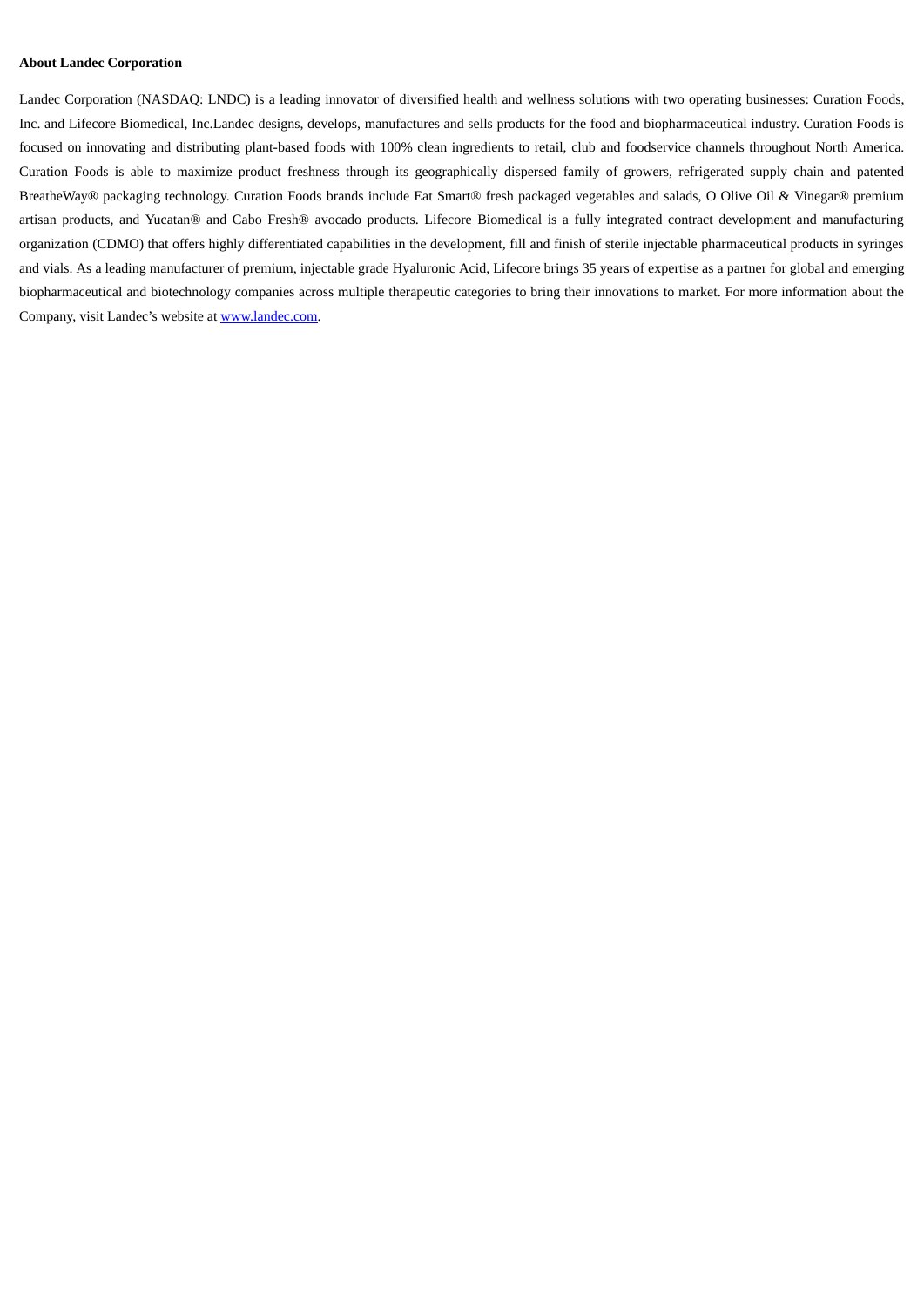**About Landec Corporation**

Landec Corporation (NASDAQ: LNDC) is a leading innovator of diversified health and wellness solutions with two operating businesses: Curation Foods, Inc. and Lifecore Biomedical, Inc.Landec designs, develops, manufactures and sells products for the food and biopharmaceutical industry. Curation Foods is focused on innovating and distributing plant-based foods with 100% clean ingredients to retail, club and foodservice channels throughout North America. Curation Foods is able to maximize product freshness through its geographically dispersed family of growers, refrigerated supply chain and patented BreatheWay® packaging technology. Curation Foods brands include Eat Smart® fresh packaged vegetables and salads, O Olive Oil & Vinegar® premium artisan products, and Yucatan® and Cabo Fresh® avocado products. Lifecore Biomedical is a fully integrated contract development and manufacturing organization (CDMO) that offers highly differentiated capabilities in the development, fill and finish of sterile injectable pharmaceutical products in syringes and vials. As a leading manufacturer of premium, injectable grade Hyaluronic Acid, Lifecore brings 35 years of expertise as a partner for global and emerging biopharmaceutical and biotechnology companies across multiple therapeutic categories to bring their innovations to market. For more information about the Company, visit Landec's website at www.landec.com.